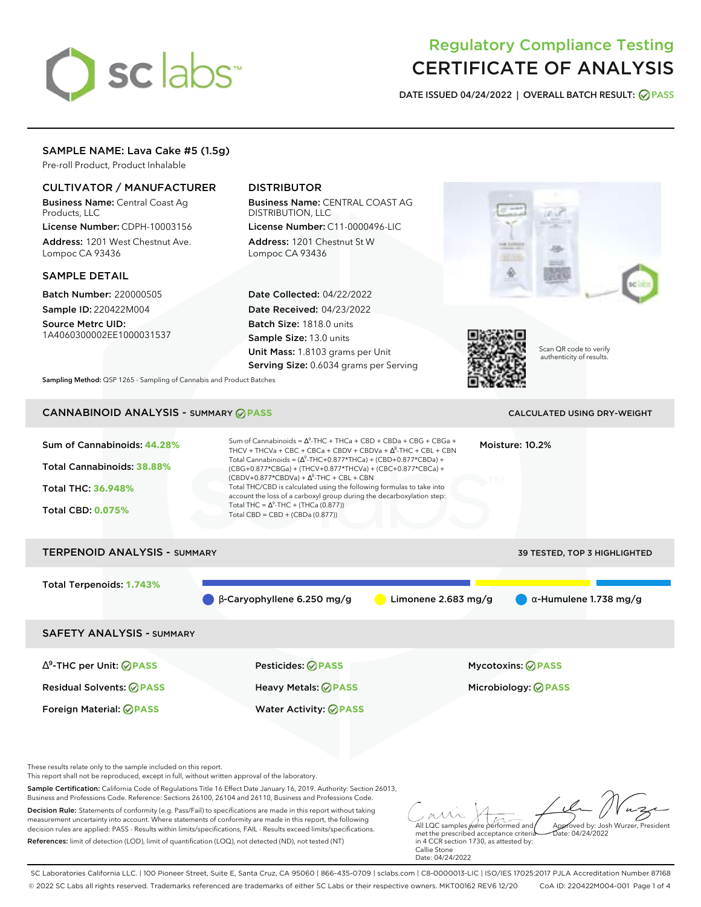# Regulatory Compliance Testing
# CERTIFICATE OF ANALYSIS

**DATE ISSUED** 04/24/2022 | **OVERALL BATCH RESULT:** PASS

## SAMPLE NAME: Lava Cake #5 (1.5g)

Pre-roll Product, Product Inhalable

### CULTIVATOR / MANUFACTURER

**Business Name:** Central Coast Ag Products, LLC
**License Number:** CDPH-10003156
**Address:** 1201 West Chestnut Ave. Lompoc CA 93436

### DISTRIBUTOR

**Business Name:** CENTRAL COAST AG DISTRIBUTION, LLC
**License Number:** C11-0000496-LIC
**Address:** 1201 Chestnut St W Lompoc CA 93436

### SAMPLE DETAIL

**Batch Number:** 220000505
**Sample ID:** 220422M004
**Source Metrc UID:** 1A4060300002EE1000031537

**Date Collected:** 04/22/2022
**Date Received:** 04/23/2022
**Batch Size:** 1818.0 units
**Sample Size:** 13.0 units
**Unit Mass:** 1.8103 grams per Unit
**Serving Size:** 0.6034 grams per Serving

Scan QR code to verify authenticity of results.

**Sampling Method:** QSP 1265 - Sampling of Cannabis and Product Batches

## CANNABINOID ANALYSIS - SUMMARY PASS

CALCULATED USING DRY-WEIGHT

**Sum of Cannabinoids:** 44.28%
**Total Cannabinoids:** 38.88%
**Total THC:** 36.948%
**Total CBD:** 0.075%

Sum of Cannabinoids = $\Delta^9$-THC + THCa + CBD + CBDa + CBG + CBGa + THCV + THCVa + CBC + CBCa + CBDV + CBDVa + $\Delta^8$-THC + CBL + CBN
Total Cannabinoids = ($\Delta^9$-THC+0.877*THCa) + (CBD+0.877*CBDa) + (CBG+0.877*CBGa) + (THCV+0.877*THCVa) + (CBC+0.877*CBCa) + (CBDV+0.877*CBDVa) + $\Delta^8$-THC + CBL + CBN
Total THC/CBD is calculated using the following formulas to take into account the loss of a carboxyl group during the decarboxylation step:
Total THC = $\Delta^9$-THC + (THCa (0.877))
Total CBD = CBD + (CBDa (0.877))

**Moisture:** 10.2%

## TERPENOID ANALYSIS - SUMMARY

39 TESTED, TOP 3 HIGHLIGHTED

**Total Terpenoids:** 1.743%

β-Caryophyllene 6.250 mg/g | Limonene 2.683 mg/g | α-Humulene 1.738 mg/g

## SAFETY ANALYSIS - SUMMARY

| | | |
|---|---|---|
| $\Delta^9$-THC per Unit: PASS | Pesticides: PASS | Mycotoxins: PASS |
| Residual Solvents: PASS | Heavy Metals: PASS | Microbiology: PASS |
| Foreign Material: PASS | Water Activity: PASS | |

These results relate only to the sample included on this report.
This report shall not be reproduced, except in full, without written approval of the laboratory.

**Sample Certification:** California Code of Regulations Title 16 Effect Date January 16, 2019. Authority: Section 26013, Business and Professions Code. Reference: Sections 26100, 26104 and 26110, Business and Professions Code.

**Decision Rule:** Statements of conformity (e.g. Pass/Fail) to specifications are made in this report without taking measurement uncertainty into account. Where statements of conformity are made in this report, the following decision rules are applied: PASS - Results within limits/specifications, FAIL - Results exceed limits/specifications.

**References:** limit of detection (LOD), limit of quantification (LOQ), not detected (ND), not tested (NT)

All LQC samples were performed and met the prescribed acceptance criteria in 4 CCR section 1730, as attested by: Callie Stone
Date: 04/24/2022

Approved by: Josh Wurzer, President
Date: 04/24/2022

SC Laboratories California LLC. | 100 Pioneer Street, Suite E, Santa Cruz, CA 95060 | 866-435-0709 | sclabs.com | C8-0000013-LIC | ISO/IES 17025:2017 PJLA Accreditation Number 87168
© 2022 SC Labs all rights reserved. Trademarks referenced are trademarks of either SC Labs or their respective owners. MKT00162 REV6 12/20 CoA ID: 220422M004-001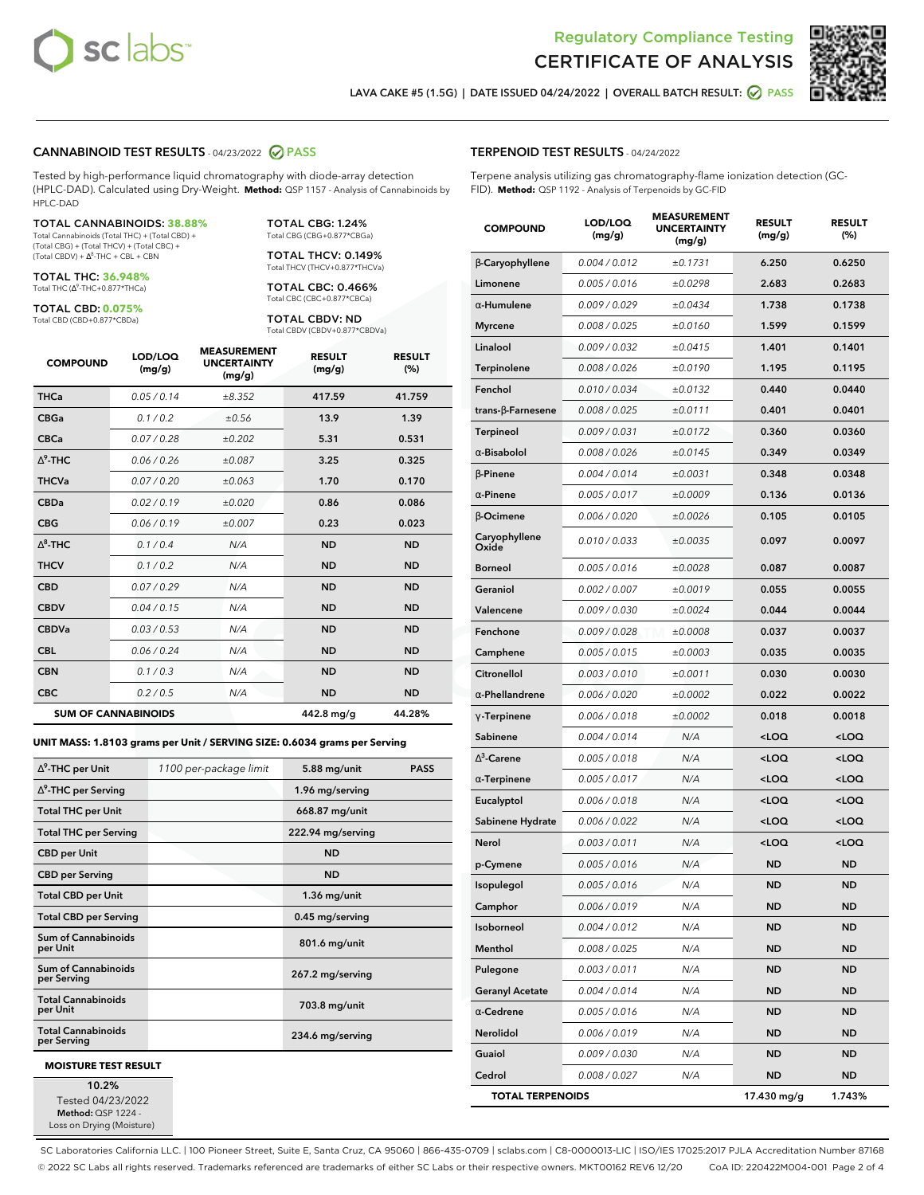Regulatory Compliance Testing

# CERTIFICATE OF ANALYSIS

LAVA CAKE #5 (1.5G) | DATE ISSUED 04/24/2022 | OVERALL BATCH RESULT: PASS

## CANNABINOID TEST RESULTS - 04/23/2022 PASS

Tested by high-performance liquid chromatography with diode-array detection (HPLC-DAD). Calculated using Dry-Weight. **Method:** QSP 1157 - Analysis of Cannabinoids by HPLC-DAD

**TOTAL CANNABINOIDS: 38.88%**
Total Cannabinoids (Total THC) + (Total CBD) + (Total CBG) + (Total THCV) + (Total CBC) + (Total CBDV) + Δ⁸-THC + CBL + CBN

**TOTAL THC: 36.948%**
Total THC (Δ⁹-THC+0.877*THCa)

**TOTAL CBD: 0.075%**
Total CBD (CBD+0.877*CBDa)

**TOTAL CBG: 1.24%**
Total CBG (CBG+0.877*CBGa)

**TOTAL THCV: 0.149%**
Total THCV (THCV+0.877*THCVa)

**TOTAL CBC: 0.466%**
Total CBC (CBC+0.877*CBCa)

**TOTAL CBDV: ND**
Total CBDV (CBDV+0.877*CBDVa)

| COMPOUND | LOD/LOQ (mg/g) | MEASUREMENT UNCERTAINTY (mg/g) | RESULT (mg/g) | RESULT (%) |
|---|---|---|---|---|
| THCa | 0.05 / 0.14 | ±8.352 | 417.59 | 41.759 |
| CBGa | 0.1 / 0.2 | ±0.56 | 13.9 | 1.39 |
| CBCa | 0.07 / 0.28 | ±0.202 | 5.31 | 0.531 |
| Δ⁹-THC | 0.06 / 0.26 | ±0.087 | 3.25 | 0.325 |
| THCVa | 0.07 / 0.20 | ±0.063 | 1.70 | 0.170 |
| CBDa | 0.02 / 0.19 | ±0.020 | 0.86 | 0.086 |
| CBG | 0.06 / 0.19 | ±0.007 | 0.23 | 0.023 |
| Δ⁸-THC | 0.1 / 0.4 | N/A | ND | ND |
| THCV | 0.1 / 0.2 | N/A | ND | ND |
| CBD | 0.07 / 0.29 | N/A | ND | ND |
| CBDV | 0.04 / 0.15 | N/A | ND | ND |
| CBDVa | 0.03 / 0.53 | N/A | ND | ND |
| CBL | 0.06 / 0.24 | N/A | ND | ND |
| CBN | 0.1 / 0.3 | N/A | ND | ND |
| CBC | 0.2 / 0.5 | N/A | ND | ND |
| **SUM OF CANNABINOIDS** | | | 442.8 mg/g | 44.28% |

**UNIT MASS: 1.8103 grams per Unit / SERVING SIZE: 0.6034 grams per Serving**

| | | | |
|---|---|---|---|
| Δ⁹-THC per Unit | 1100 per-package limit | 5.88 mg/unit | PASS |
| Δ⁹-THC per Serving | | 1.96 mg/serving | |
| Total THC per Unit | | 668.87 mg/unit | |
| Total THC per Serving | | 222.94 mg/serving | |
| CBD per Unit | | ND | |
| CBD per Serving | | ND | |
| Total CBD per Unit | | 1.36 mg/unit | |
| Total CBD per Serving | | 0.45 mg/serving | |
| Sum of Cannabinoids per Unit | | 801.6 mg/unit | |
| Sum of Cannabinoids per Serving | | 267.2 mg/serving | |
| Total Cannabinoids per Unit | | 703.8 mg/unit | |
| Total Cannabinoids per Serving | | 234.6 mg/serving | |

### MOISTURE TEST RESULT

10.2%
Tested 04/23/2022
**Method:** QSP 1224 - Loss on Drying (Moisture)

## TERPENOID TEST RESULTS - 04/24/2022

Terpene analysis utilizing gas chromatography-flame ionization detection (GC-FID). **Method:** QSP 1192 - Analysis of Terpenoids by GC-FID

| COMPOUND | LOD/LOQ (mg/g) | MEASUREMENT UNCERTAINTY (mg/g) | RESULT (mg/g) | RESULT (%) |
|---|---|---|---|---|
| β-Caryophyllene | 0.004 / 0.012 | ±0.1731 | 6.250 | 0.6250 |
| Limonene | 0.005 / 0.016 | ±0.0298 | 2.683 | 0.2683 |
| α-Humulene | 0.009 / 0.029 | ±0.0434 | 1.738 | 0.1738 |
| Myrcene | 0.008 / 0.025 | ±0.0160 | 1.599 | 0.1599 |
| Linalool | 0.009 / 0.032 | ±0.0415 | 1.401 | 0.1401 |
| Terpinolene | 0.008 / 0.026 | ±0.0190 | 1.195 | 0.1195 |
| Fenchol | 0.010 / 0.034 | ±0.0132 | 0.440 | 0.0440 |
| trans-β-Farnesene | 0.008 / 0.025 | ±0.0111 | 0.401 | 0.0401 |
| Terpineol | 0.009 / 0.031 | ±0.0172 | 0.360 | 0.0360 |
| α-Bisabolol | 0.008 / 0.026 | ±0.0145 | 0.349 | 0.0349 |
| β-Pinene | 0.004 / 0.014 | ±0.0031 | 0.348 | 0.0348 |
| α-Pinene | 0.005 / 0.017 | ±0.0009 | 0.136 | 0.0136 |
| β-Ocimene | 0.006 / 0.020 | ±0.0026 | 0.105 | 0.0105 |
| Caryophyllene Oxide | 0.010 / 0.033 | ±0.0035 | 0.097 | 0.0097 |
| Borneol | 0.005 / 0.016 | ±0.0028 | 0.087 | 0.0087 |
| Geraniol | 0.002 / 0.007 | ±0.0019 | 0.055 | 0.0055 |
| Valencene | 0.009 / 0.030 | ±0.0024 | 0.044 | 0.0044 |
| Fenchone | 0.009 / 0.028 | ±0.0008 | 0.037 | 0.0037 |
| Camphene | 0.005 / 0.015 | ±0.0003 | 0.035 | 0.0035 |
| Citronellol | 0.003 / 0.010 | ±0.0011 | 0.030 | 0.0030 |
| α-Phellandrene | 0.006 / 0.020 | ±0.0002 | 0.022 | 0.0022 |
| γ-Terpinene | 0.006 / 0.018 | ±0.0002 | 0.018 | 0.0018 |
| Sabinene | 0.004 / 0.014 | N/A | <LOQ | <LOQ |
| Δ³-Carene | 0.005 / 0.018 | N/A | <LOQ | <LOQ |
| α-Terpinene | 0.005 / 0.017 | N/A | <LOQ | <LOQ |
| Eucalyptol | 0.006 / 0.018 | N/A | <LOQ | <LOQ |
| Sabinene Hydrate | 0.006 / 0.022 | N/A | <LOQ | <LOQ |
| Nerol | 0.003 / 0.011 | N/A | <LOQ | <LOQ |
| p-Cymene | 0.005 / 0.016 | N/A | ND | ND |
| Isopulegol | 0.005 / 0.016 | N/A | ND | ND |
| Camphor | 0.006 / 0.019 | N/A | ND | ND |
| Isoborneol | 0.004 / 0.012 | N/A | ND | ND |
| Menthol | 0.008 / 0.025 | N/A | ND | ND |
| Pulegone | 0.003 / 0.011 | N/A | ND | ND |
| Geranyl Acetate | 0.004 / 0.014 | N/A | ND | ND |
| α-Cedrene | 0.005 / 0.016 | N/A | ND | ND |
| Nerolidol | 0.006 / 0.019 | N/A | ND | ND |
| Guaiol | 0.009 / 0.030 | N/A | ND | ND |
| Cedrol | 0.008 / 0.027 | N/A | ND | ND |
| **TOTAL TERPENOIDS** | | | 17.430 mg/g | 1.743% |

SC Laboratories California LLC. | 100 Pioneer Street, Suite E, Santa Cruz, CA 95060 | 866-435-0709 | sclabs.com | C8-0000013-LIC | ISO/IES 17025:2017 PJLA Accreditation Number 87168
© 2022 SC Labs all rights reserved. Trademarks referenced are trademarks of either SC Labs or their respective owners. MKT00162 REV6 12/20 CoA ID: 220422M004-001